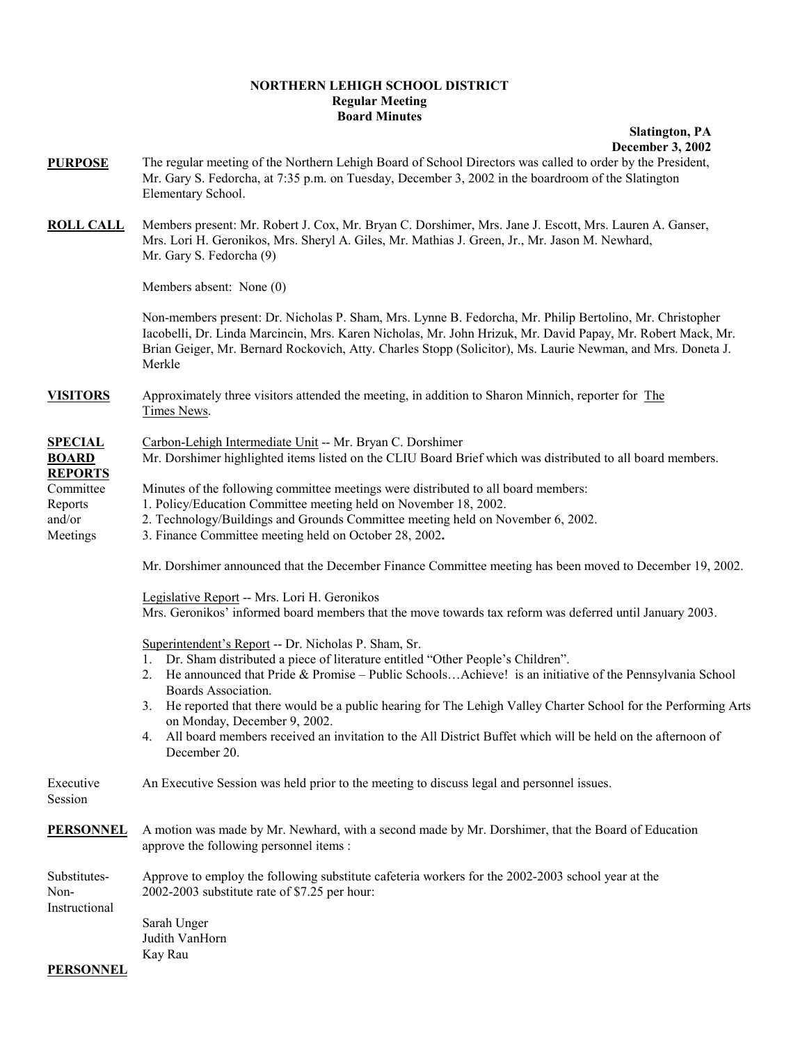**NORTHERN LEHIGH SCHOOL DISTRICT**
**Regular Meeting**
**Board Minutes**

**Slatington, PA**
**December 3, 2002**

**PURPOSE**

The regular meeting of the Northern Lehigh Board of School Directors was called to order by the President, Mr. Gary S. Fedorcha, at 7:35 p.m. on Tuesday, December 3, 2002 in the boardroom of the Slatington Elementary School.

**ROLL CALL**

Members present: Mr. Robert J. Cox, Mr. Bryan C. Dorshimer, Mrs. Jane J. Escott, Mrs. Lauren A. Ganser, Mrs. Lori H. Geronikos, Mrs. Sheryl A. Giles, Mr. Mathias J. Green, Jr., Mr. Jason M. Newhard, Mr. Gary S. Fedorcha (9)

Members absent: None (0)

Non-members present: Dr. Nicholas P. Sham, Mrs. Lynne B. Fedorcha, Mr. Philip Bertolino, Mr. Christopher Iacobelli, Dr. Linda Marcincin, Mrs. Karen Nicholas, Mr. John Hrizuk, Mr. David Papay, Mr. Robert Mack, Mr. Brian Geiger, Mr. Bernard Rockovich, Atty. Charles Stopp (Solicitor), Ms. Laurie Newman, and Mrs. Doneta J. Merkle

**VISITORS**

Approximately three visitors attended the meeting, in addition to Sharon Minnich, reporter for The Times News.

**SPECIAL BOARD REPORTS**

Carbon-Lehigh Intermediate Unit -- Mr. Bryan C. Dorshimer
Mr. Dorshimer highlighted items listed on the CLIU Board Brief which was distributed to all board members.

Committee Reports and/or Meetings

Minutes of the following committee meetings were distributed to all board members:
1. Policy/Education Committee meeting held on November 18, 2002.
2. Technology/Buildings and Grounds Committee meeting held on November 6, 2002.
3. Finance Committee meeting held on October 28, 2002**.**

Mr. Dorshimer announced that the December Finance Committee meeting has been moved to December 19, 2002.

Legislative Report -- Mrs. Lori H. Geronikos
Mrs. Geronikos' informed board members that the move towards tax reform was deferred until January 2003.

Superintendent's Report -- Dr. Nicholas P. Sham, Sr.
1. Dr. Sham distributed a piece of literature entitled "Other People's Children".
2. He announced that Pride & Promise – Public Schools…Achieve! is an initiative of the Pennsylvania School Boards Association.
3. He reported that there would be a public hearing for The Lehigh Valley Charter School for the Performing Arts on Monday, December 9, 2002.
4. All board members received an invitation to the All District Buffet which will be held on the afternoon of December 20.

Executive Session

An Executive Session was held prior to the meeting to discuss legal and personnel issues.

**PERSONNEL**

A motion was made by Mr. Newhard, with a second made by Mr. Dorshimer, that the Board of Education approve the following personnel items :

Substitutes-Non-Instructional

Approve to employ the following substitute cafeteria workers for the 2002-2003 school year at the 2002-2003 substitute rate of $7.25 per hour:

Sarah Unger
Judith VanHorn
Kay Rau

**PERSONNEL**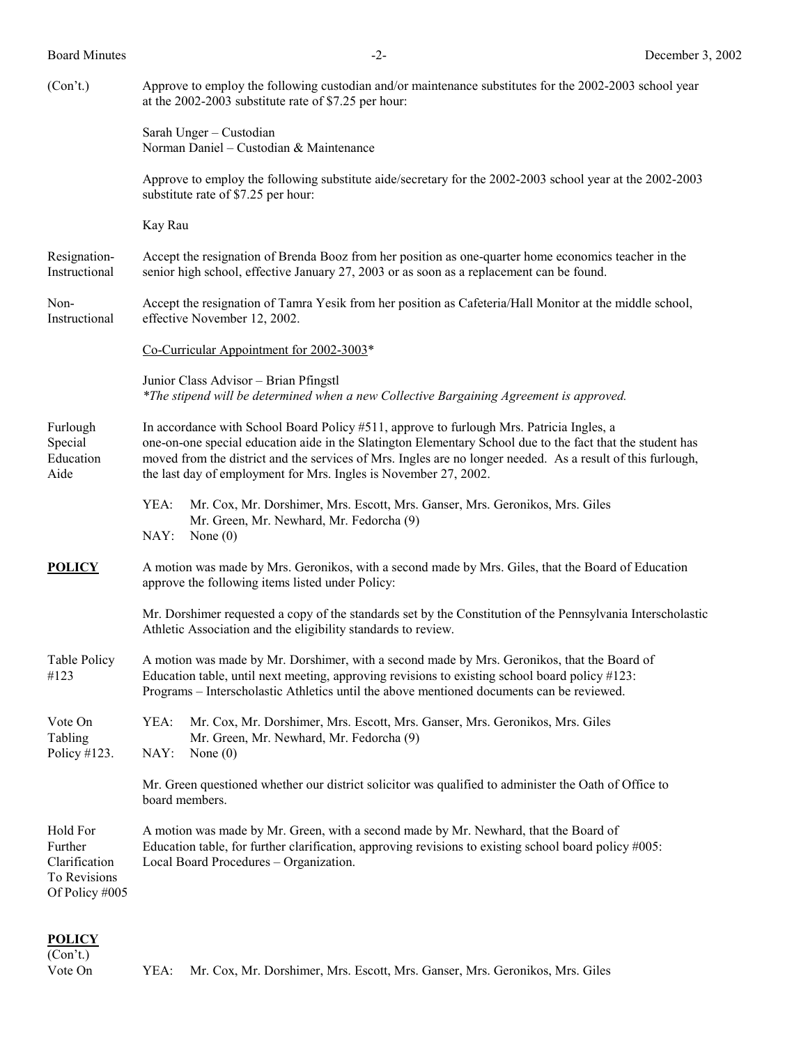(Con't.) Approve to employ the following custodian and/or maintenance substitutes for the 2002-2003 school year at the 2002-2003 substitute rate of $7.25 per hour:

Sarah Unger – Custodian
Norman Daniel – Custodian & Maintenance

Approve to employ the following substitute aide/secretary for the 2002-2003 school year at the 2002-2003 substitute rate of $7.25 per hour:

Kay Rau

Resignation-Instructional: Accept the resignation of Brenda Booz from her position as one-quarter home economics teacher in the senior high school, effective January 27, 2003 or as soon as a replacement can be found.

Non-Instructional: Accept the resignation of Tamra Yesik from her position as Cafeteria/Hall Monitor at the middle school, effective November 12, 2002.

Co-Curricular Appointment for 2002-3003*

Junior Class Advisor – Brian Pfingstl
*\*The stipend will be determined when a new Collective Bargaining Agreement is approved.*

Furlough Special Education Aide: In accordance with School Board Policy #511, approve to furlough Mrs. Patricia Ingles, a one-on-one special education aide in the Slatington Elementary School due to the fact that the student has moved from the district and the services of Mrs. Ingles are no longer needed. As a result of this furlough, the last day of employment for Mrs. Ingles is November 27, 2002.

YEA: Mr. Cox, Mr. Dorshimer, Mrs. Escott, Mrs. Ganser, Mrs. Geronikos, Mrs. Giles Mr. Green, Mr. Newhard, Mr. Fedorcha (9)
NAY: None (0)

**POLICY** A motion was made by Mrs. Geronikos, with a second made by Mrs. Giles, that the Board of Education approve the following items listed under Policy:

Mr. Dorshimer requested a copy of the standards set by the Constitution of the Pennsylvania Interscholastic Athletic Association and the eligibility standards to review.

Table Policy #123: A motion was made by Mr. Dorshimer, with a second made by Mrs. Geronikos, that the Board of Education table, until next meeting, approving revisions to existing school board policy #123: Programs – Interscholastic Athletics until the above mentioned documents can be reviewed.

Vote On Tabling Policy #123.
YEA: Mr. Cox, Mr. Dorshimer, Mrs. Escott, Mrs. Ganser, Mrs. Geronikos, Mrs. Giles Mr. Green, Mr. Newhard, Mr. Fedorcha (9)
NAY: None (0)

Mr. Green questioned whether our district solicitor was qualified to administer the Oath of Office to board members.

Hold For Further Clarification To Revisions Of Policy #005: A motion was made by Mr. Green, with a second made by Mr. Newhard, that the Board of Education table, for further clarification, approving revisions to existing school board policy #005: Local Board Procedures – Organization.

**POLICY**
(Con't.)

Vote On
YEA: Mr. Cox, Mr. Dorshimer, Mrs. Escott, Mrs. Ganser, Mrs. Geronikos, Mrs. Giles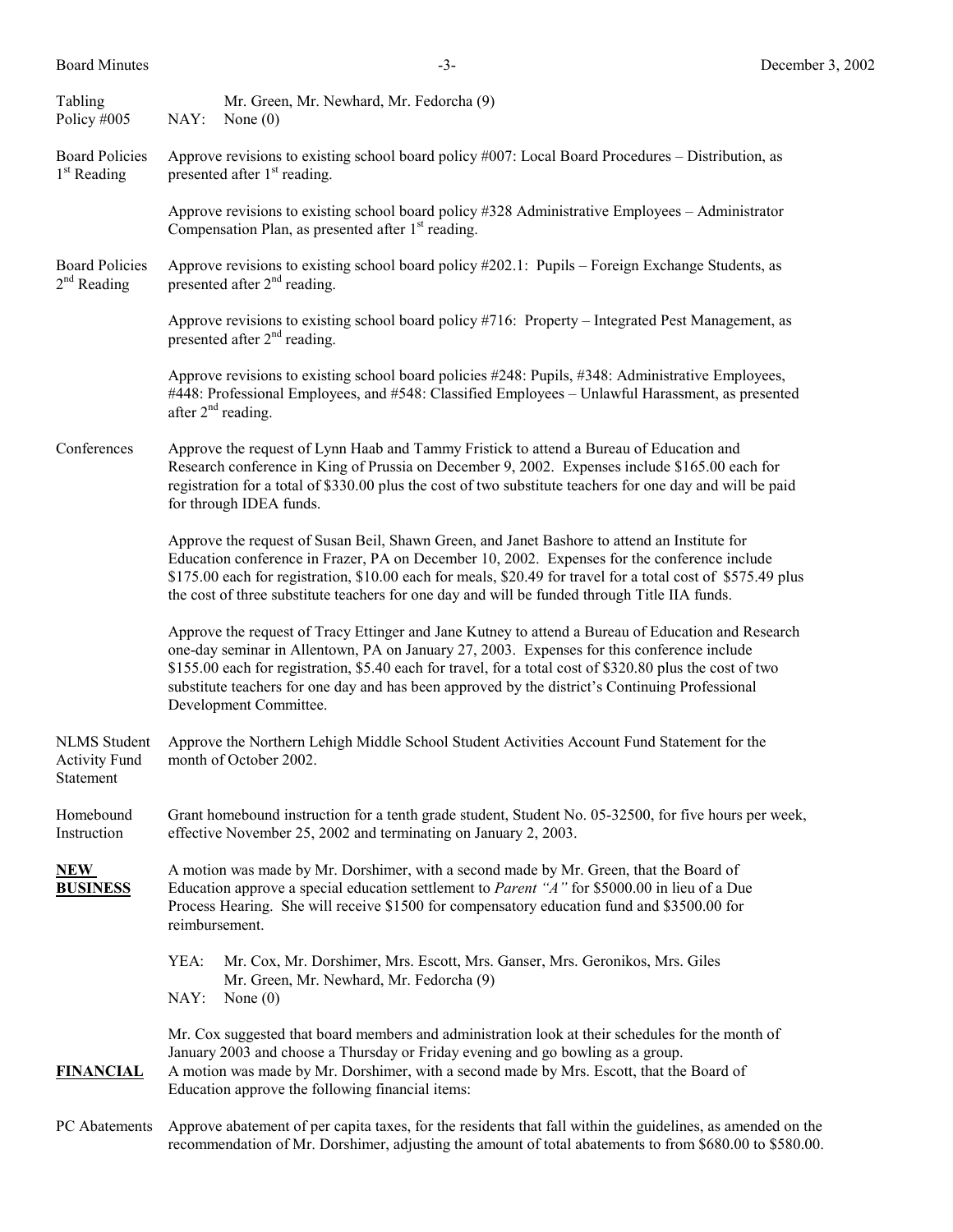Tabling Policy #005

Mr. Green, Mr. Newhard, Mr. Fedorcha (9)
NAY: None (0)

**Board Policies 1st Reading**

Approve revisions to existing school board policy #007: Local Board Procedures – Distribution, as presented after 1st reading.

Approve revisions to existing school board policy #328 Administrative Employees – Administrator Compensation Plan, as presented after 1st reading.

**Board Policies 2nd Reading**

Approve revisions to existing school board policy #202.1: Pupils – Foreign Exchange Students, as presented after 2nd reading.

Approve revisions to existing school board policy #716: Property – Integrated Pest Management, as presented after 2nd reading.

Approve revisions to existing school board policies #248: Pupils, #348: Administrative Employees, #448: Professional Employees, and #548: Classified Employees – Unlawful Harassment, as presented after 2nd reading.

**Conferences**

Approve the request of Lynn Haab and Tammy Fristick to attend a Bureau of Education and Research conference in King of Prussia on December 9, 2002. Expenses include $165.00 each for registration for a total of $330.00 plus the cost of two substitute teachers for one day and will be paid for through IDEA funds.

Approve the request of Susan Beil, Shawn Green, and Janet Bashore to attend an Institute for Education conference in Frazer, PA on December 10, 2002. Expenses for the conference include $175.00 each for registration, $10.00 each for meals, $20.49 for travel for a total cost of $575.49 plus the cost of three substitute teachers for one day and will be funded through Title IIA funds.

Approve the request of Tracy Ettinger and Jane Kutney to attend a Bureau of Education and Research one-day seminar in Allentown, PA on January 27, 2003. Expenses for this conference include $155.00 each for registration, $5.40 each for travel, for a total cost of $320.80 plus the cost of two substitute teachers for one day and has been approved by the district's Continuing Professional Development Committee.

**NLMS Student Activity Fund Statement**

Approve the Northern Lehigh Middle School Student Activities Account Fund Statement for the month of October 2002.

**Homebound Instruction**

Grant homebound instruction for a tenth grade student, Student No. 05-32500, for five hours per week, effective November 25, 2002 and terminating on January 2, 2003.

## NEW BUSINESS

A motion was made by Mr. Dorshimer, with a second made by Mr. Green, that the Board of Education approve a special education settlement to *Parent "A"* for $5000.00 in lieu of a Due Process Hearing. She will receive $1500 for compensatory education fund and $3500.00 for reimbursement.

YEA: Mr. Cox, Mr. Dorshimer, Mrs. Escott, Mrs. Ganser, Mrs. Geronikos, Mrs. Giles Mr. Green, Mr. Newhard, Mr. Fedorcha (9)
NAY: None (0)

Mr. Cox suggested that board members and administration look at their schedules for the month of January 2003 and choose a Thursday or Friday evening and go bowling as a group.

## FINANCIAL

A motion was made by Mr. Dorshimer, with a second made by Mrs. Escott, that the Board of Education approve the following financial items:

**PC Abatements**

Approve abatement of per capita taxes, for the residents that fall within the guidelines, as amended on the recommendation of Mr. Dorshimer, adjusting the amount of total abatements to from $680.00 to $580.00.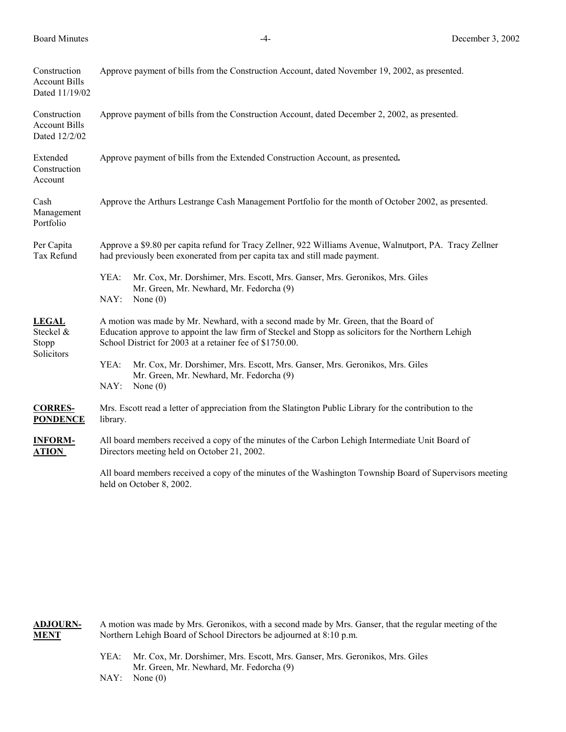**Construction Account Bills Dated 11/19/02** — Approve payment of bills from the Construction Account, dated November 19, 2002, as presented.

**Construction Account Bills Dated 12/2/02** — Approve payment of bills from the Construction Account, dated December 2, 2002, as presented.

**Extended Construction Account** — Approve payment of bills from the Extended Construction Account, as presented**.**

**Cash Management Portfolio** — Approve the Arthurs Lestrange Cash Management Portfolio for the month of October 2002, as presented.

**Per Capita Tax Refund** — Approve a $9.80 per capita refund for Tracy Zellner, 922 Williams Avenue, Walnutport, PA. Tracy Zellner had previously been exonerated from per capita tax and still made payment.

YEA: Mr. Cox, Mr. Dorshimer, Mrs. Escott, Mrs. Ganser, Mrs. Geronikos, Mrs. Giles Mr. Green, Mr. Newhard, Mr. Fedorcha (9)
NAY: None (0)

## LEGAL

**Steckel & Stopp Solicitors** — A motion was made by Mr. Newhard, with a second made by Mr. Green, that the Board of Education approve to appoint the law firm of Steckel and Stopp as solicitors for the Northern Lehigh School District for 2003 at a retainer fee of $1750.00.

YEA: Mr. Cox, Mr. Dorshimer, Mrs. Escott, Mrs. Ganser, Mrs. Geronikos, Mrs. Giles Mr. Green, Mr. Newhard, Mr. Fedorcha (9)
NAY: None (0)

## CORRESPONDENCE

Mrs. Escott read a letter of appreciation from the Slatington Public Library for the contribution to the library.

## INFORMATION

All board members received a copy of the minutes of the Carbon Lehigh Intermediate Unit Board of Directors meeting held on October 21, 2002.

All board members received a copy of the minutes of the Washington Township Board of Supervisors meeting held on October 8, 2002.

## ADJOURNMENT

A motion was made by Mrs. Geronikos, with a second made by Mrs. Ganser, that the regular meeting of the Northern Lehigh Board of School Directors be adjourned at 8:10 p.m.

YEA: Mr. Cox, Mr. Dorshimer, Mrs. Escott, Mrs. Ganser, Mrs. Geronikos, Mrs. Giles Mr. Green, Mr. Newhard, Mr. Fedorcha (9)
NAY: None (0)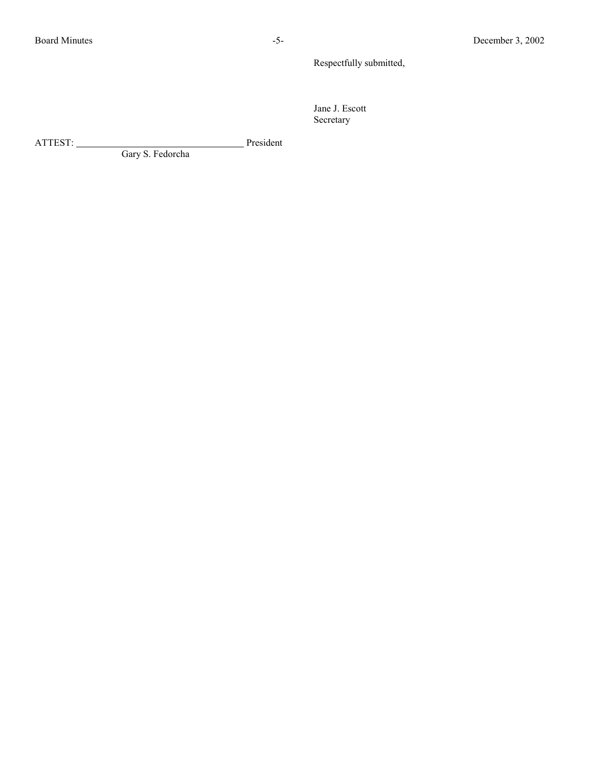Respectfully submitted,

Jane J. Escott
Secretary

ATTEST: ____________________________________ President
Gary S. Fedorcha